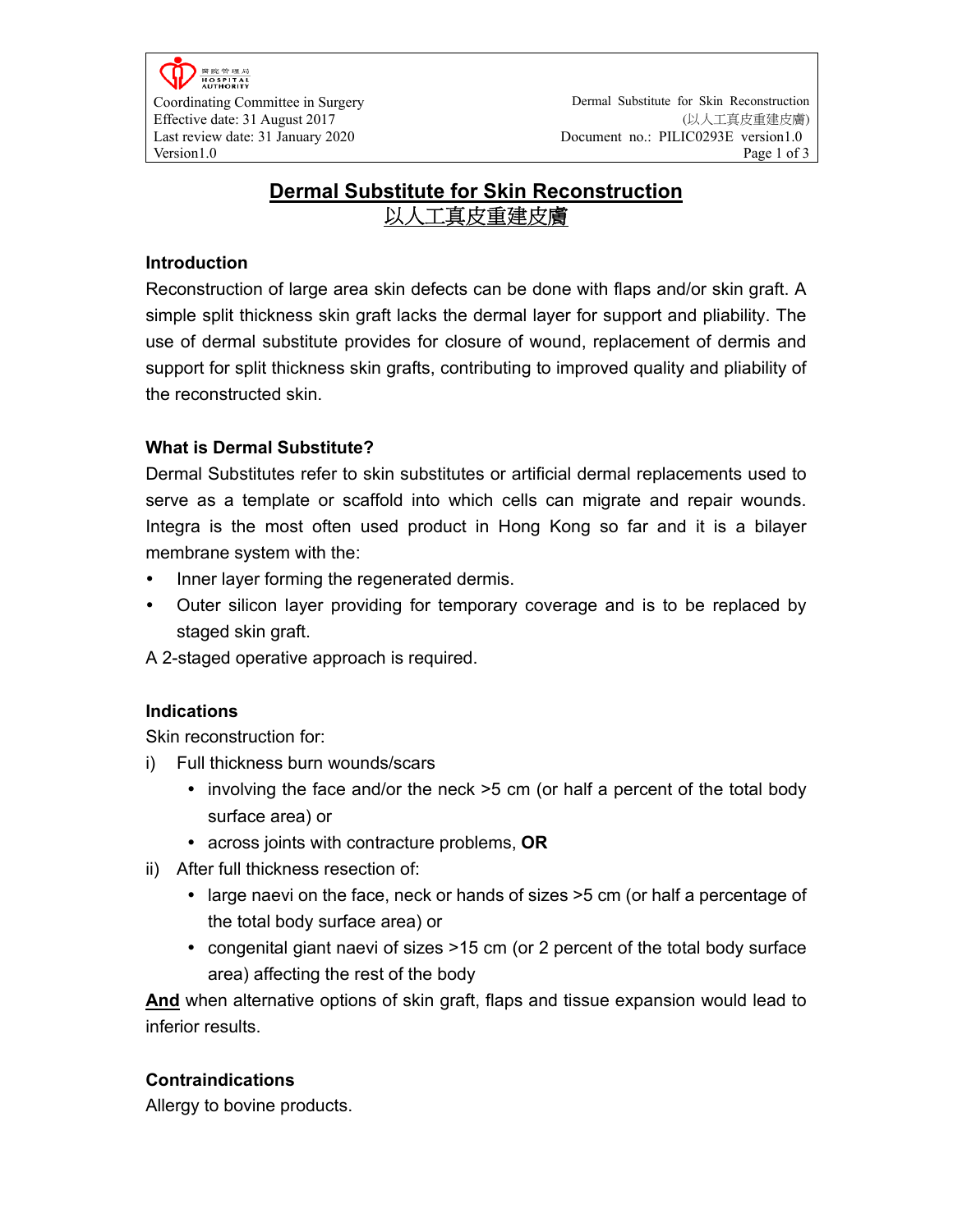# Dermal Substitute for Skin Reconstruction
# 以人工真皮重建皮膚

## Introduction

Reconstruction of large area skin defects can be done with flaps and/or skin graft. A simple split thickness skin graft lacks the dermal layer for support and pliability. The use of dermal substitute provides for closure of wound, replacement of dermis and support for split thickness skin grafts, contributing to improved quality and pliability of the reconstructed skin.

## What is Dermal Substitute?

Dermal Substitutes refer to skin substitutes or artificial dermal replacements used to serve as a template or scaffold into which cells can migrate and repair wounds. Integra is the most often used product in Hong Kong so far and it is a bilayer membrane system with the:

- Inner layer forming the regenerated dermis.
- Outer silicon layer providing for temporary coverage and is to be replaced by staged skin graft.

A 2-staged operative approach is required.

## Indications

Skin reconstruction for:

i) Full thickness burn wounds/scars
   - involving the face and/or the neck >5 cm (or half a percent of the total body surface area) or
   - across joints with contracture problems, **OR**

ii) After full thickness resection of:
   - large naevi on the face, neck or hands of sizes >5 cm (or half a percentage of the total body surface area) or
   - congenital giant naevi of sizes >15 cm (or 2 percent of the total body surface area) affecting the rest of the body

<u>**And**</u> when alternative options of skin graft, flaps and tissue expansion would lead to inferior results.

## Contraindications

Allergy to bovine products.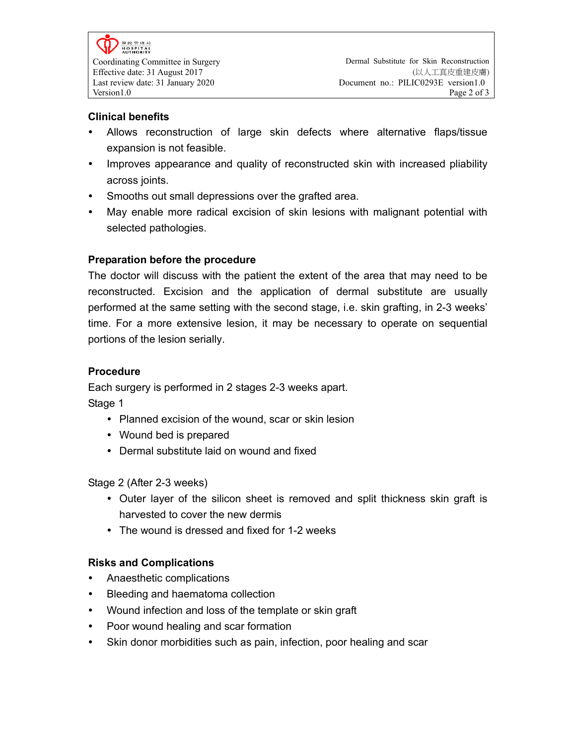## Clinical benefits

- Allows reconstruction of large skin defects where alternative flaps/tissue expansion is not feasible.
- Improves appearance and quality of reconstructed skin with increased pliability across joints.
- Smooths out small depressions over the grafted area.
- May enable more radical excision of skin lesions with malignant potential with selected pathologies.

## Preparation before the procedure

The doctor will discuss with the patient the extent of the area that may need to be reconstructed. Excision and the application of dermal substitute are usually performed at the same setting with the second stage, i.e. skin grafting, in 2-3 weeks' time. For a more extensive lesion, it may be necessary to operate on sequential portions of the lesion serially.

## Procedure

Each surgery is performed in 2 stages 2-3 weeks apart.

Stage 1

- Planned excision of the wound, scar or skin lesion
- Wound bed is prepared
- Dermal substitute laid on wound and fixed

Stage 2 (After 2-3 weeks)

- Outer layer of the silicon sheet is removed and split thickness skin graft is harvested to cover the new dermis
- The wound is dressed and fixed for 1-2 weeks

## Risks and Complications

- Anaesthetic complications
- Bleeding and haematoma collection
- Wound infection and loss of the template or skin graft
- Poor wound healing and scar formation
- Skin donor morbidities such as pain, infection, poor healing and scar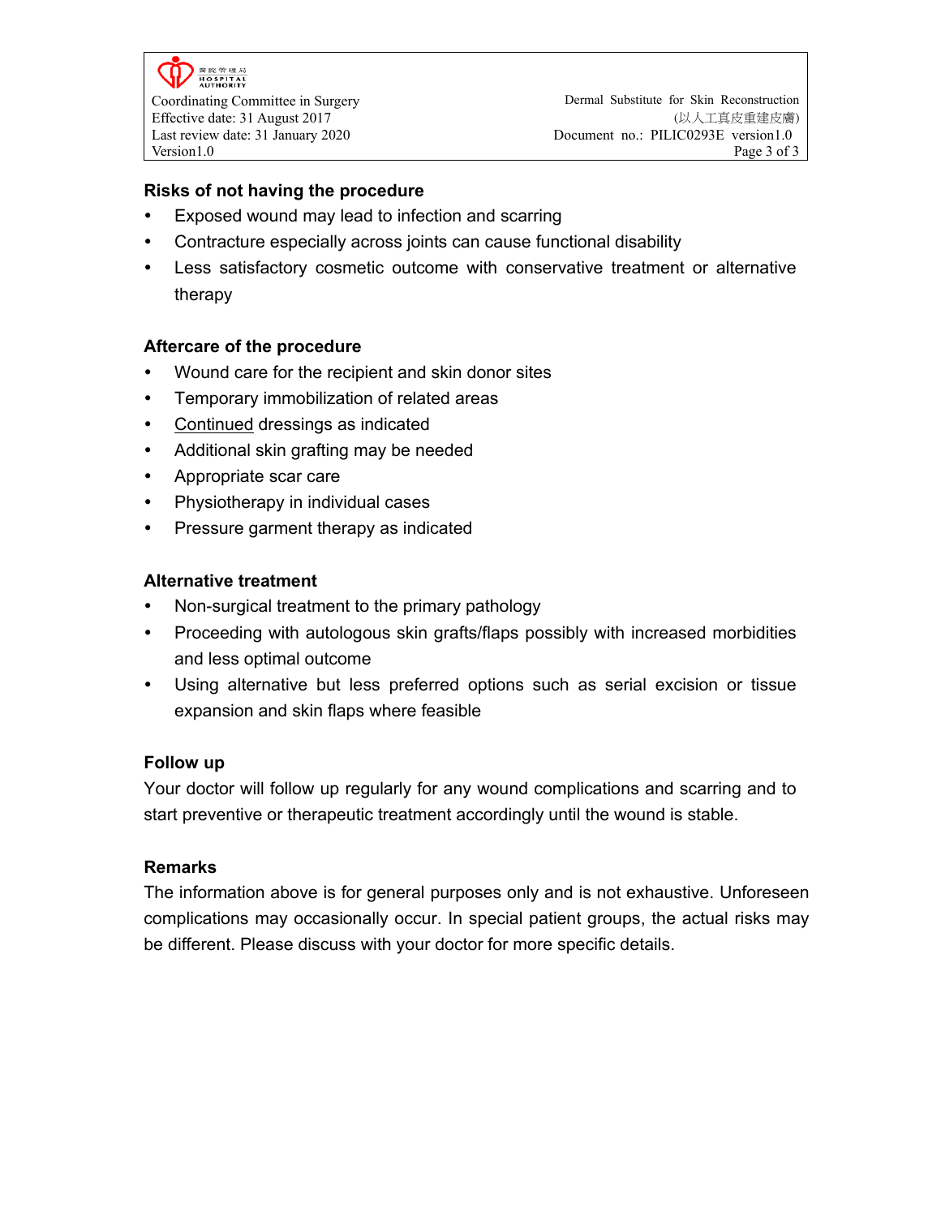## Risks of not having the procedure

- Exposed wound may lead to infection and scarring
- Contracture especially across joints can cause functional disability
- Less satisfactory cosmetic outcome with conservative treatment or alternative therapy

## Aftercare of the procedure

- Wound care for the recipient and skin donor sites
- Temporary immobilization of related areas
- Continued dressings as indicated
- Additional skin grafting may be needed
- Appropriate scar care
- Physiotherapy in individual cases
- Pressure garment therapy as indicated

## Alternative treatment

- Non-surgical treatment to the primary pathology
- Proceeding with autologous skin grafts/flaps possibly with increased morbidities and less optimal outcome
- Using alternative but less preferred options such as serial excision or tissue expansion and skin flaps where feasible

## Follow up

Your doctor will follow up regularly for any wound complications and scarring and to start preventive or therapeutic treatment accordingly until the wound is stable.

## Remarks

The information above is for general purposes only and is not exhaustive. Unforeseen complications may occasionally occur. In special patient groups, the actual risks may be different. Please discuss with your doctor for more specific details.